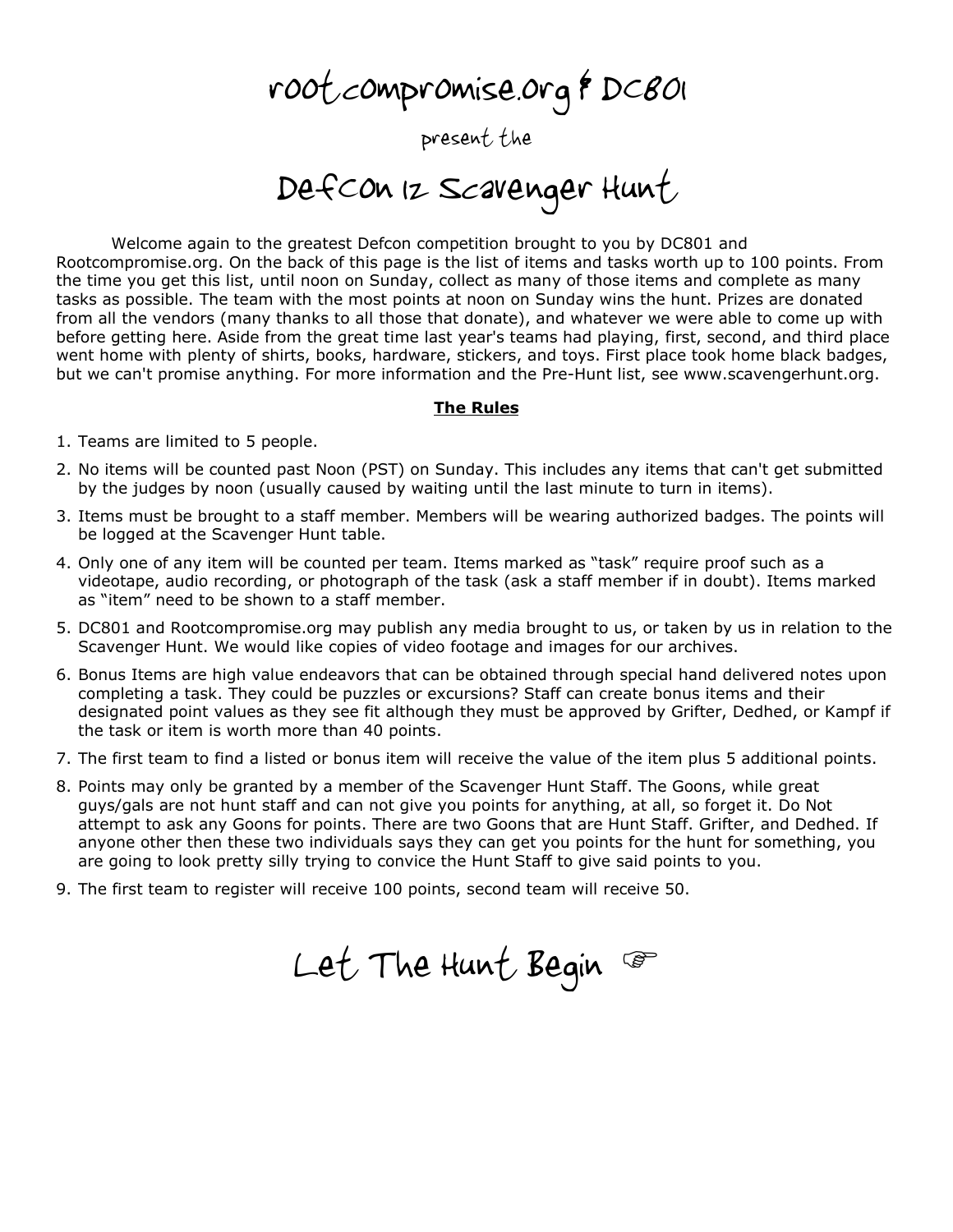# rootcompromise.org & DC801

present the

# Defcon 12 Scavenger Hunt

Welcome again to the greatest Defcon competition brought to you by DC801 and Rootcompromise.org. On the back of this page is the list of items and tasks worth up to 100 points. From the time you get this list, until noon on Sunday, collect as many of those items and complete as many tasks as possible. The team with the most points at noon on Sunday wins the hunt. Prizes are donated from all the vendors (many thanks to all those that donate), and whatever we were able to come up with before getting here. Aside from the great time last year's teams had playing, first, second, and third place went home with plenty of shirts, books, hardware, stickers, and toys. First place took home black badges, but we can't promise anything. For more information and the Pre-Hunt list, see www.scavengerhunt.org.

## The Rules

1. Teams are limited to 5 people.
2. No items will be counted past Noon (PST) on Sunday. This includes any items that can't get submitted by the judges by noon (usually caused by waiting until the last minute to turn in items).
3. Items must be brought to a staff member. Members will be wearing authorized badges. The points will be logged at the Scavenger Hunt table.
4. Only one of any item will be counted per team. Items marked as "task" require proof such as a videotape, audio recording, or photograph of the task (ask a staff member if in doubt). Items marked as "item" need to be shown to a staff member.
5. DC801 and Rootcompromise.org may publish any media brought to us, or taken by us in relation to the Scavenger Hunt. We would like copies of video footage and images for our archives.
6. Bonus Items are high value endeavors that can be obtained through special hand delivered notes upon completing a task. They could be puzzles or excursions? Staff can create bonus items and their designated point values as they see fit although they must be approved by Grifter, Dedhed, or Kampf if the task or item is worth more than 40 points.
7. The first team to find a listed or bonus item will receive the value of the item plus 5 additional points.
8. Points may only be granted by a member of the Scavenger Hunt Staff. The Goons, while great guys/gals are not hunt staff and can not give you points for anything, at all, so forget it. Do Not attempt to ask any Goons for points. There are two Goons that are Hunt Staff. Grifter, and Dedhed. If anyone other then these two individuals says they can get you points for the hunt for something, you are going to look pretty silly trying to convice the Hunt Staff to give said points to you.
9. The first team to register will receive 100 points, second team will receive 50.

# Let The Hunt Begin ☞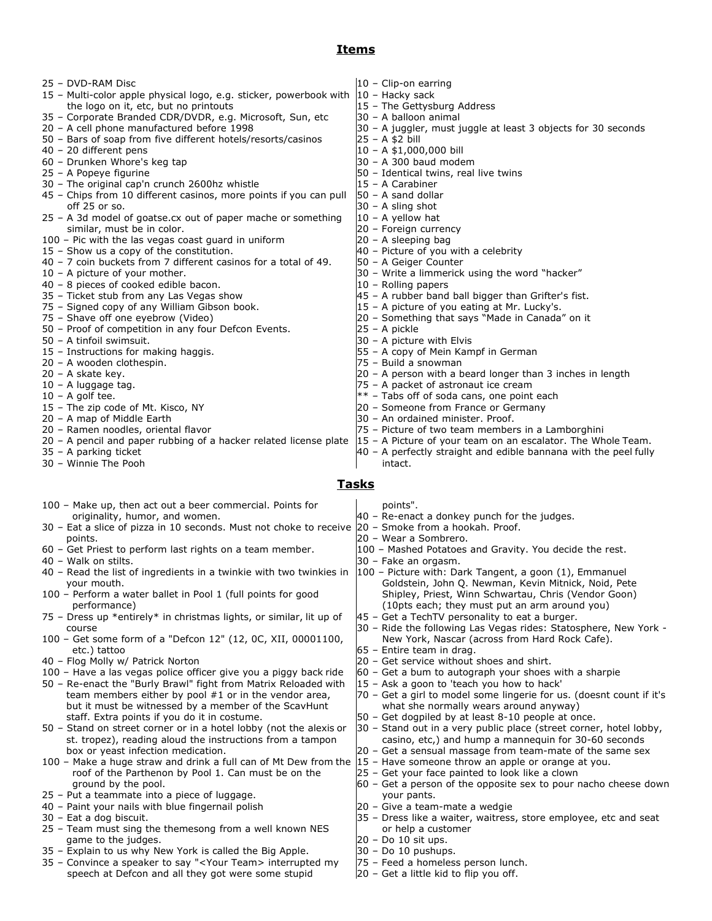## Items

- 25 – DVD-RAM Disc
- 15 – Multi-color apple physical logo, e.g. sticker, powerbook with the logo on it, etc, but no printouts
- 35 – Corporate Branded CDR/DVDR, e.g. Microsoft, Sun, etc
- 20 – A cell phone manufactured before 1998
- 50 – Bars of soap from five different hotels/resorts/casinos
- 40 – 20 different pens
- 60 – Drunken Whore's keg tap
- 25 – A Popeye figurine
- 30 – The original cap'n crunch 2600hz whistle
- 45 – Chips from 10 different casinos, more points if you can pull off 25 or so.
- 25 – A 3d model of goatse.cx out of paper mache or something similar, must be in color.
- 100 – Pic with the las vegas coast guard in uniform
- 15 – Show us a copy of the constitution.
- 40 – 7 coin buckets from 7 different casinos for a total of 49.
- 10 – A picture of your mother.
- 40 – 8 pieces of cooked edible bacon.
- 35 – Ticket stub from any Las Vegas show
- 75 – Signed copy of any William Gibson book.
- 75 – Shave off one eyebrow (Video)
- 50 – Proof of competition in any four Defcon Events.
- 50 – A tinfoil swimsuit.
- 15 – Instructions for making haggis.
- 20 – A wooden clothespin.
- 20 – A skate key.
- 10 – A luggage tag.
- 10 – A golf tee.
- 15 – The zip code of Mt. Kisco, NY
- 20 – A map of Middle Earth
- 20 – Ramen noodles, oriental flavor
- 20 – A pencil and paper rubbing of a hacker related license plate
- 35 – A parking ticket
- 30 – Winnie The Pooh
- 10 – Clip-on earring
- 10 – Hacky sack
- 15 – The Gettysburg Address
- 30 – A balloon animal
- 30 – A juggler, must juggle at least 3 objects for 30 seconds
- 25 – A $2 bill
- 10 – A $1,000,000 bill
- 30 – A 300 baud modem
- 50 – Identical twins, real live twins
- 15 – A Carabiner
- 50 – A sand dollar
- 30 – A sling shot
- 10 – A yellow hat
- 20 – Foreign currency
- 20 – A sleeping bag
- 40 – Picture of you with a celebrity
- 50 – A Geiger Counter
- 30 – Write a limmerick using the word "hacker"
- 10 – Rolling papers
- 45 – A rubber band ball bigger than Grifter's fist.
- 15 – A picture of you eating at Mr. Lucky's.
- 20 – Something that says "Made in Canada" on it
- 25 – A pickle
- 30 – A picture with Elvis
- 55 – A copy of Mein Kampf in German
- 75 – Build a snowman
- 20 – A person with a beard longer than 3 inches in length
- 75 – A packet of astronaut ice cream
- ** – Tabs off of soda cans, one point each
- 20 – Someone from France or Germany
- 30 – An ordained minister. Proof.
- 75 – Picture of two team members in a Lamborghini
- 15 – A Picture of your team on an escalator. The Whole Team.
- 40 – A perfectly straight and edible bannana with the peel fully intact.

## Tasks

- 100 – Make up, then act out a beer commercial. Points for originality, humor, and women.
- 30 – Eat a slice of pizza in 10 seconds. Must not choke to receive points.
- 60 – Get Priest to perform last rights on a team member.
- 40 – Walk on stilts.
- 40 – Read the list of ingredients in a twinkie with two twinkies in your mouth.
- 100 – Perform a water ballet in Pool 1 (full points for good performance)
- 75 – Dress up *entirely* in christmas lights, or similar, lit up of course
- 100 – Get some form of a "Defcon 12" (12, 0C, XII, 00001100, etc.) tattoo
- 40 – Flog Molly w/ Patrick Norton
- 100 – Have a las vegas police officer give you a piggy back ride
- 50 – Re-enact the "Burly Brawl" fight from Matrix Reloaded with team members either by pool #1 or in the vendor area, but it must be witnessed by a member of the ScavHunt staff. Extra points if you do it in costume.
- 50 – Stand on street corner or in a hotel lobby (not the alexis or st. tropez), reading aloud the instructions from a tampon box or yeast infection medication.
- 100 – Make a huge straw and drink a full can of Mt Dew from the roof of the Parthenon by Pool 1. Can must be on the ground by the pool.
- 25 – Put a teammate into a piece of luggage.
- 40 – Paint your nails with blue fingernail polish
- 30 – Eat a dog biscuit.
- 25 – Team must sing the themesong from a well known NES game to the judges.
- 35 – Explain to us why New York is called the Big Apple.
- 35 – Convince a speaker to say "<Your Team> interrupted my speech at Defcon and all they got were some stupid points".
- 40 – Re-enact a donkey punch for the judges.
- 20 – Smoke from a hookah. Proof.
- 20 – Wear a Sombrero.
- 100 – Mashed Potatoes and Gravity. You decide the rest.
- 30 – Fake an orgasm.
- 100 – Picture with: Dark Tangent, a goon (1), Emmanuel Goldstein, John Q. Newman, Kevin Mitnick, Noid, Pete Shipley, Priest, Winn Schwartau, Chris (Vendor Goon) (10pts each; they must put an arm around you)
- 45 – Get a TechTV personality to eat a burger.
- 30 – Ride the following Las Vegas rides: Statosphere, New York - New York, Nascar (across from Hard Rock Cafe).
- 65 – Entire team in drag.
- 20 – Get service without shoes and shirt.
- 60 – Get a bum to autograph your shoes with a sharpie
- 15 – Ask a goon to 'teach you how to hack'
- 70 – Get a girl to model some lingerie for us. (doesnt count if it's what she normally wears around anyway)
- 50 – Get dogpiled by at least 8-10 people at once.
- 30 – Stand out in a very public place (street corner, hotel lobby, casino, etc,) and hump a mannequin for 30-60 seconds
- 20 – Get a sensual massage from team-mate of the same sex
- 15 – Have someone throw an apple or orange at you.
- 25 – Get your face painted to look like a clown
- 60 – Get a person of the opposite sex to pour nacho cheese down your pants.
- 20 – Give a team-mate a wedgie
- 35 – Dress like a waiter, waitress, store employee, etc and seat or help a customer
- 20 – Do 10 sit ups.
- 30 – Do 10 pushups.
- 75 – Feed a homeless person lunch.
- 20 – Get a little kid to flip you off.